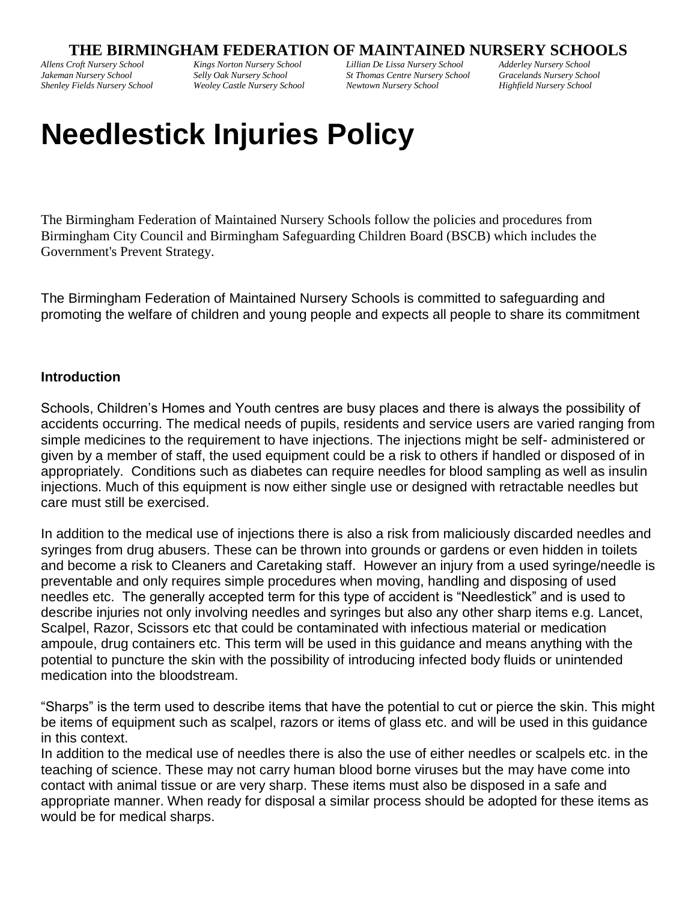# THE BIRMINGHAM FEDERATION OF MAINTAINED NURSERY SCHOOLS

*Allens Croft Nursery School* *Kings Norton Nursery School* *Lillian De Lissa Nursery School* *Adderley Nursery School*
*Jakeman Nursery School* *Selly Oak Nursery School* *St Thomas Centre Nursery School* *Gracelands Nursery School*
*Shenley Fields Nursery School* *Weoley Castle Nursery School* *Newtown Nursery School* *Highfield Nursery School*

# Needlestick Injuries Policy

The Birmingham Federation of Maintained Nursery Schools follow the policies and procedures from Birmingham City Council and Birmingham Safeguarding Children Board (BSCB) which includes the Government's Prevent Strategy.

The Birmingham Federation of Maintained Nursery Schools is committed to safeguarding and promoting the welfare of children and young people and expects all people to share its commitment

**Introduction**

Schools, Children's Homes and Youth centres are busy places and there is always the possibility of accidents occurring. The medical needs of pupils, residents and service users are varied ranging from simple medicines to the requirement to have injections. The injections might be self- administered or given by a member of staff, the used equipment could be a risk to others if handled or disposed of in appropriately. Conditions such as diabetes can require needles for blood sampling as well as insulin injections. Much of this equipment is now either single use or designed with retractable needles but care must still be exercised.

In addition to the medical use of injections there is also a risk from maliciously discarded needles and syringes from drug abusers. These can be thrown into grounds or gardens or even hidden in toilets and become a risk to Cleaners and Caretaking staff. However an injury from a used syringe/needle is preventable and only requires simple procedures when moving, handling and disposing of used needles etc. The generally accepted term for this type of accident is "Needlestick" and is used to describe injuries not only involving needles and syringes but also any other sharp items e.g. Lancet, Scalpel, Razor, Scissors etc that could be contaminated with infectious material or medication ampoule, drug containers etc. This term will be used in this guidance and means anything with the potential to puncture the skin with the possibility of introducing infected body fluids or unintended medication into the bloodstream.

"Sharps" is the term used to describe items that have the potential to cut or pierce the skin. This might be items of equipment such as scalpel, razors or items of glass etc. and will be used in this guidance in this context.
In addition to the medical use of needles there is also the use of either needles or scalpels etc. in the teaching of science. These may not carry human blood borne viruses but the may have come into contact with animal tissue or are very sharp. These items must also be disposed in a safe and appropriate manner. When ready for disposal a similar process should be adopted for these items as would be for medical sharps.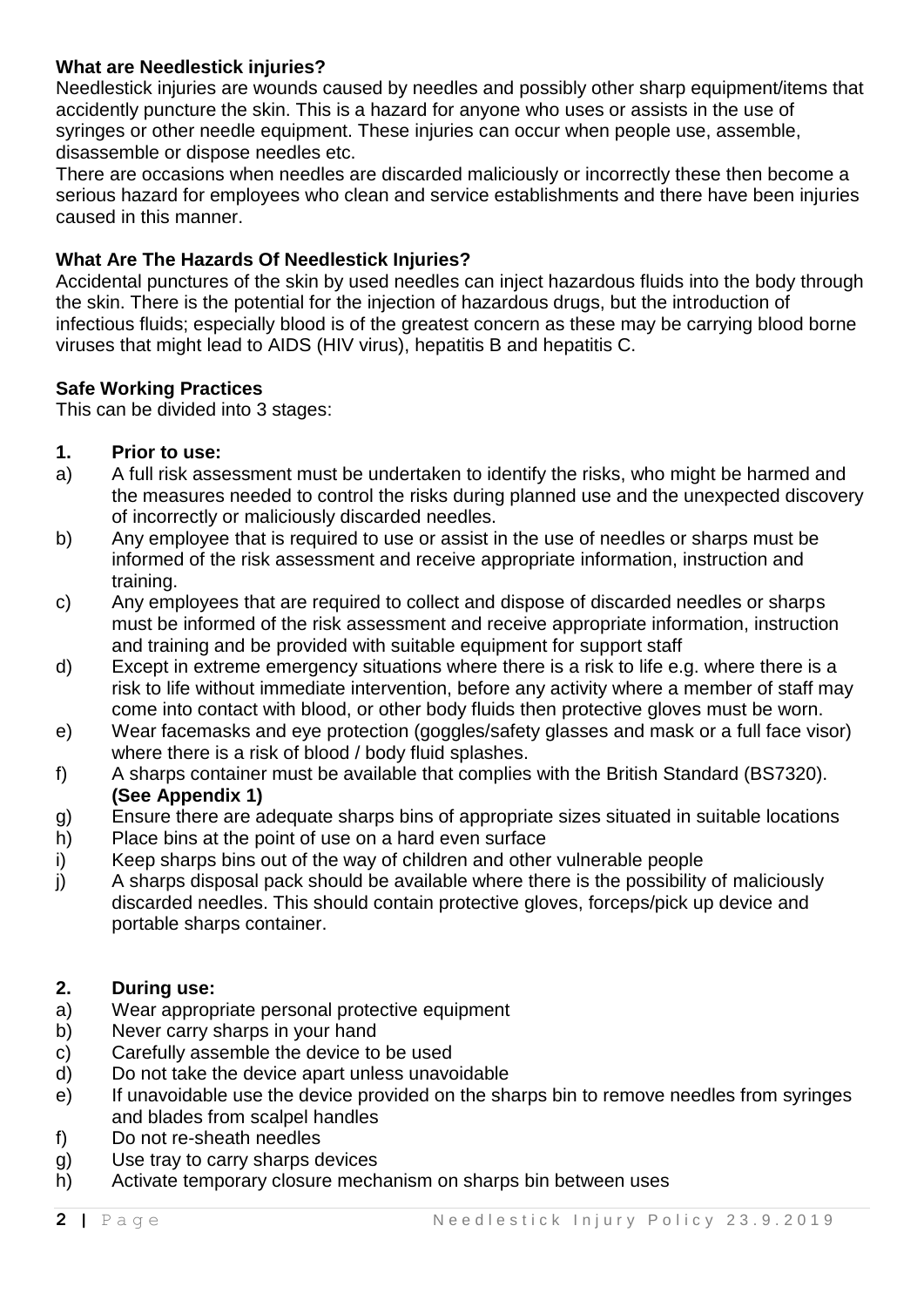**What are Needlestick injuries?**

Needlestick injuries are wounds caused by needles and possibly other sharp equipment/items that accidently puncture the skin. This is a hazard for anyone who uses or assists in the use of syringes or other needle equipment. These injuries can occur when people use, assemble, disassemble or dispose needles etc.

There are occasions when needles are discarded maliciously or incorrectly these then become a serious hazard for employees who clean and service establishments and there have been injuries caused in this manner.

**What Are The Hazards Of Needlestick Injuries?**

Accidental punctures of the skin by used needles can inject hazardous fluids into the body through the skin. There is the potential for the injection of hazardous drugs, but the introduction of infectious fluids; especially blood is of the greatest concern as these may be carrying blood borne viruses that might lead to AIDS (HIV virus), hepatitis B and hepatitis C.

**Safe Working Practices**

This can be divided into 3 stages:

**1. Prior to use:**

a) A full risk assessment must be undertaken to identify the risks, who might be harmed and the measures needed to control the risks during planned use and the unexpected discovery of incorrectly or maliciously discarded needles.

b) Any employee that is required to use or assist in the use of needles or sharps must be informed of the risk assessment and receive appropriate information, instruction and training.

c) Any employees that are required to collect and dispose of discarded needles or sharps must be informed of the risk assessment and receive appropriate information, instruction and training and be provided with suitable equipment for support staff

d) Except in extreme emergency situations where there is a risk to life e.g. where there is a risk to life without immediate intervention, before any activity where a member of staff may come into contact with blood, or other body fluids then protective gloves must be worn.

e) Wear facemasks and eye protection (goggles/safety glasses and mask or a full face visor) where there is a risk of blood / body fluid splashes.

f) A sharps container must be available that complies with the British Standard (BS7320). **(See Appendix 1)**

g) Ensure there are adequate sharps bins of appropriate sizes situated in suitable locations

h) Place bins at the point of use on a hard even surface

i) Keep sharps bins out of the way of children and other vulnerable people

j) A sharps disposal pack should be available where there is the possibility of maliciously discarded needles. This should contain protective gloves, forceps/pick up device and portable sharps container.

**2. During use:**

a) Wear appropriate personal protective equipment

b) Never carry sharps in your hand

c) Carefully assemble the device to be used

d) Do not take the device apart unless unavoidable

e) If unavoidable use the device provided on the sharps bin to remove needles from syringes and blades from scalpel handles

f) Do not re-sheath needles

g) Use tray to carry sharps devices

h) Activate temporary closure mechanism on sharps bin between uses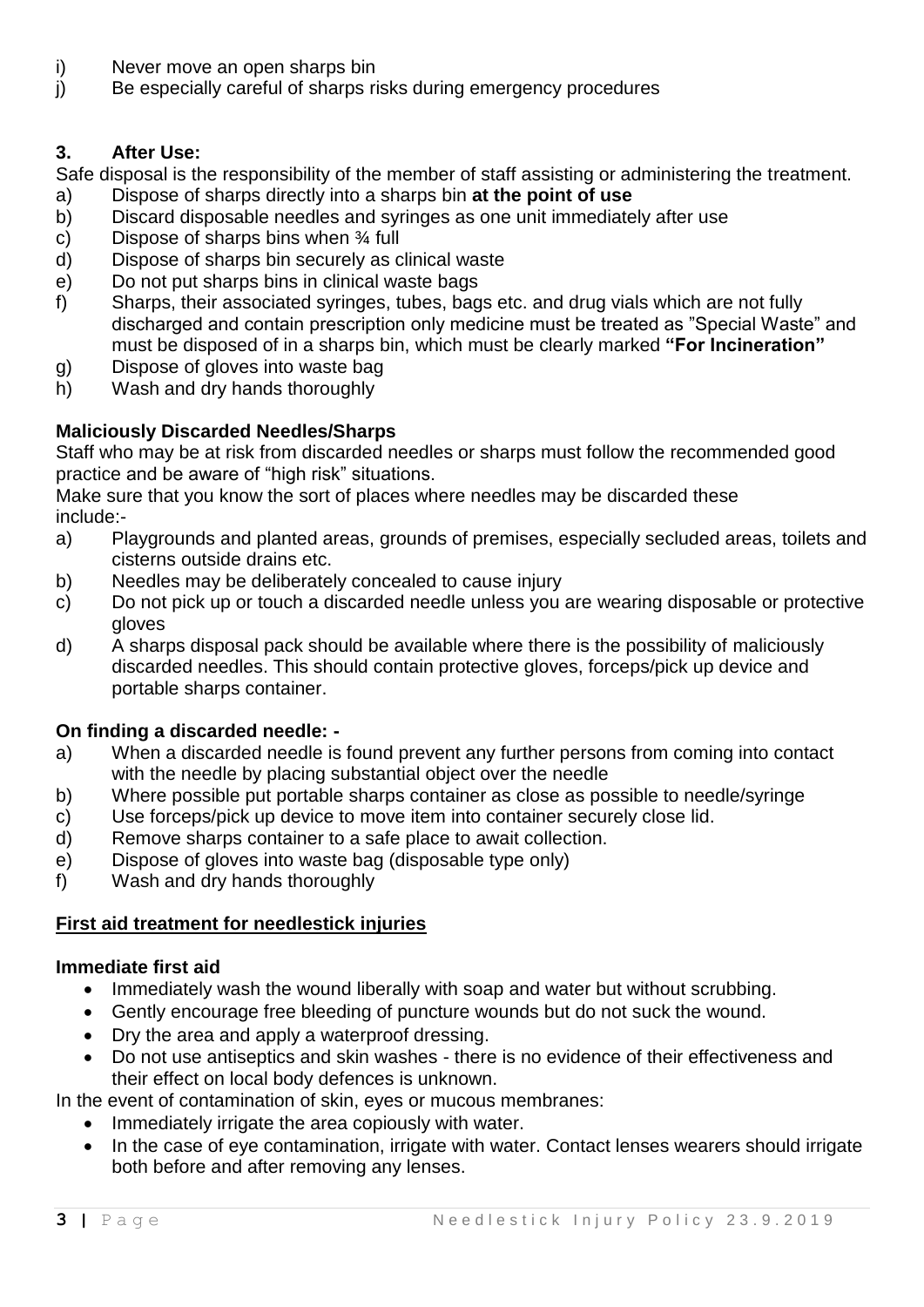i) Never move an open sharps bin
j) Be especially careful of sharps risks during emergency procedures

### 3. After Use:

Safe disposal is the responsibility of the member of staff assisting or administering the treatment.

a) Dispose of sharps directly into a sharps bin **at the point of use**
b) Discard disposable needles and syringes as one unit immediately after use
c) Dispose of sharps bins when ¾ full
d) Dispose of sharps bin securely as clinical waste
e) Do not put sharps bins in clinical waste bags
f) Sharps, their associated syringes, tubes, bags etc. and drug vials which are not fully discharged and contain prescription only medicine must be treated as "Special Waste" and must be disposed of in a sharps bin, which must be clearly marked **"For Incineration"**
g) Dispose of gloves into waste bag
h) Wash and dry hands thoroughly

### Maliciously Discarded Needles/Sharps

Staff who may be at risk from discarded needles or sharps must follow the recommended good practice and be aware of "high risk" situations.

Make sure that you know the sort of places where needles may be discarded these include:-

a) Playgrounds and planted areas, grounds of premises, especially secluded areas, toilets and cisterns outside drains etc.
b) Needles may be deliberately concealed to cause injury
c) Do not pick up or touch a discarded needle unless you are wearing disposable or protective gloves
d) A sharps disposal pack should be available where there is the possibility of maliciously discarded needles. This should contain protective gloves, forceps/pick up device and portable sharps container.

### On finding a discarded needle: -

a) When a discarded needle is found prevent any further persons from coming into contact with the needle by placing substantial object over the needle
b) Where possible put portable sharps container as close as possible to needle/syringe
c) Use forceps/pick up device to move item into container securely close lid.
d) Remove sharps container to a safe place to await collection.
e) Dispose of gloves into waste bag (disposable type only)
f) Wash and dry hands thoroughly

### <u>First aid treatment for needlestick injuries</u>

### Immediate first aid

- Immediately wash the wound liberally with soap and water but without scrubbing.
- Gently encourage free bleeding of puncture wounds but do not suck the wound.
- Dry the area and apply a waterproof dressing.
- Do not use antiseptics and skin washes - there is no evidence of their effectiveness and their effect on local body defences is unknown.

In the event of contamination of skin, eyes or mucous membranes:

- Immediately irrigate the area copiously with water.
- In the case of eye contamination, irrigate with water. Contact lenses wearers should irrigate both before and after removing any lenses.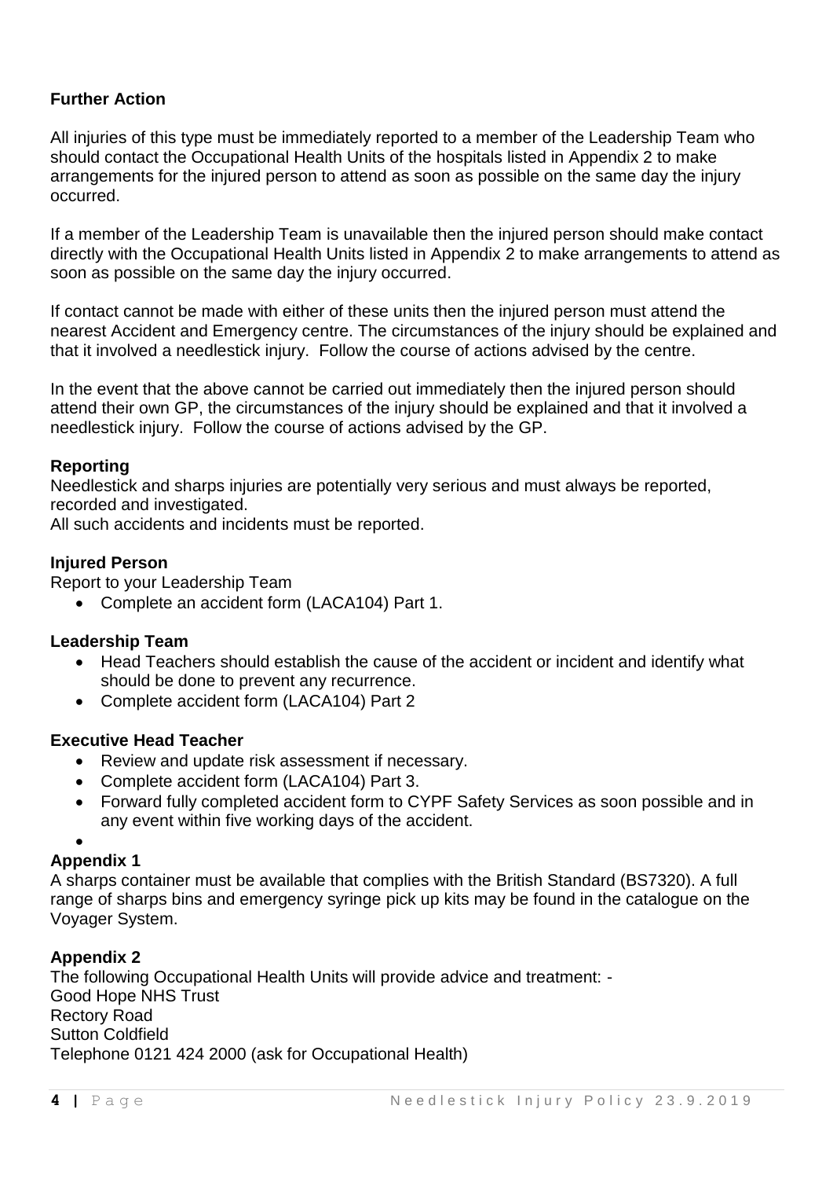**Further Action**

All injuries of this type must be immediately reported to a member of the Leadership Team who should contact the Occupational Health Units of the hospitals listed in Appendix 2 to make arrangements for the injured person to attend as soon as possible on the same day the injury occurred.

If a member of the Leadership Team is unavailable then the injured person should make contact directly with the Occupational Health Units listed in Appendix 2 to make arrangements to attend as soon as possible on the same day the injury occurred.

If contact cannot be made with either of these units then the injured person must attend the nearest Accident and Emergency centre. The circumstances of the injury should be explained and that it involved a needlestick injury. Follow the course of actions advised by the centre.

In the event that the above cannot be carried out immediately then the injured person should attend their own GP, the circumstances of the injury should be explained and that it involved a needlestick injury. Follow the course of actions advised by the GP.

**Reporting**

Needlestick and sharps injuries are potentially very serious and must always be reported, recorded and investigated.
All such accidents and incidents must be reported.

**Injured Person**

Report to your Leadership Team

- Complete an accident form (LACA104) Part 1.

**Leadership Team**

- Head Teachers should establish the cause of the accident or incident and identify what should be done to prevent any recurrence.
- Complete accident form (LACA104) Part 2

**Executive Head Teacher**

- Review and update risk assessment if necessary.
- Complete accident form (LACA104) Part 3.
- Forward fully completed accident form to CYPF Safety Services as soon possible and in any event within five working days of the accident.

**Appendix 1**

A sharps container must be available that complies with the British Standard (BS7320). A full range of sharps bins and emergency syringe pick up kits may be found in the catalogue on the Voyager System.

**Appendix 2**

The following Occupational Health Units will provide advice and treatment: -
Good Hope NHS Trust
Rectory Road
Sutton Coldfield
Telephone 0121 424 2000 (ask for Occupational Health)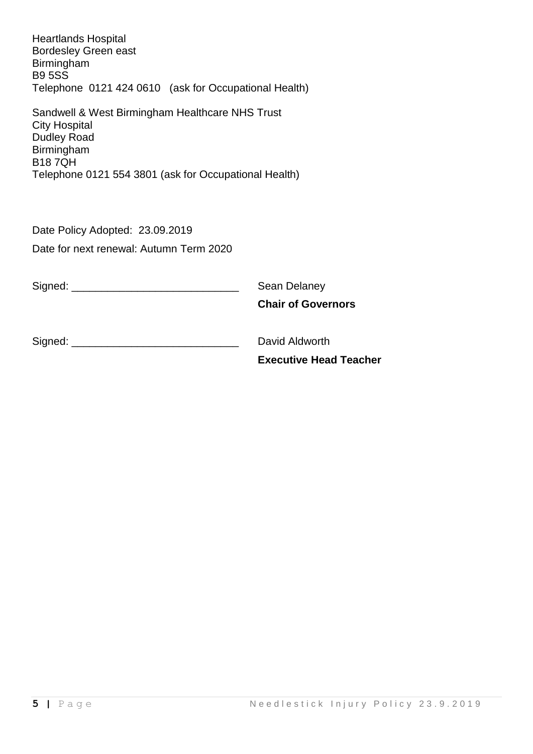Heartlands Hospital
Bordesley Green east
Birmingham
B9 5SS
Telephone 0121 424 0610 (ask for Occupational Health)

Sandwell & West Birmingham Healthcare NHS Trust
City Hospital
Dudley Road
Birmingham
B18 7QH
Telephone 0121 554 3801 (ask for Occupational Health)

Date Policy Adopted: 23.09.2019

Date for next renewal: Autumn Term 2020

Signed: ____________________________ Sean Delaney
**Chair of Governors**

Signed: ____________________________ David Aldworth
**Executive Head Teacher**